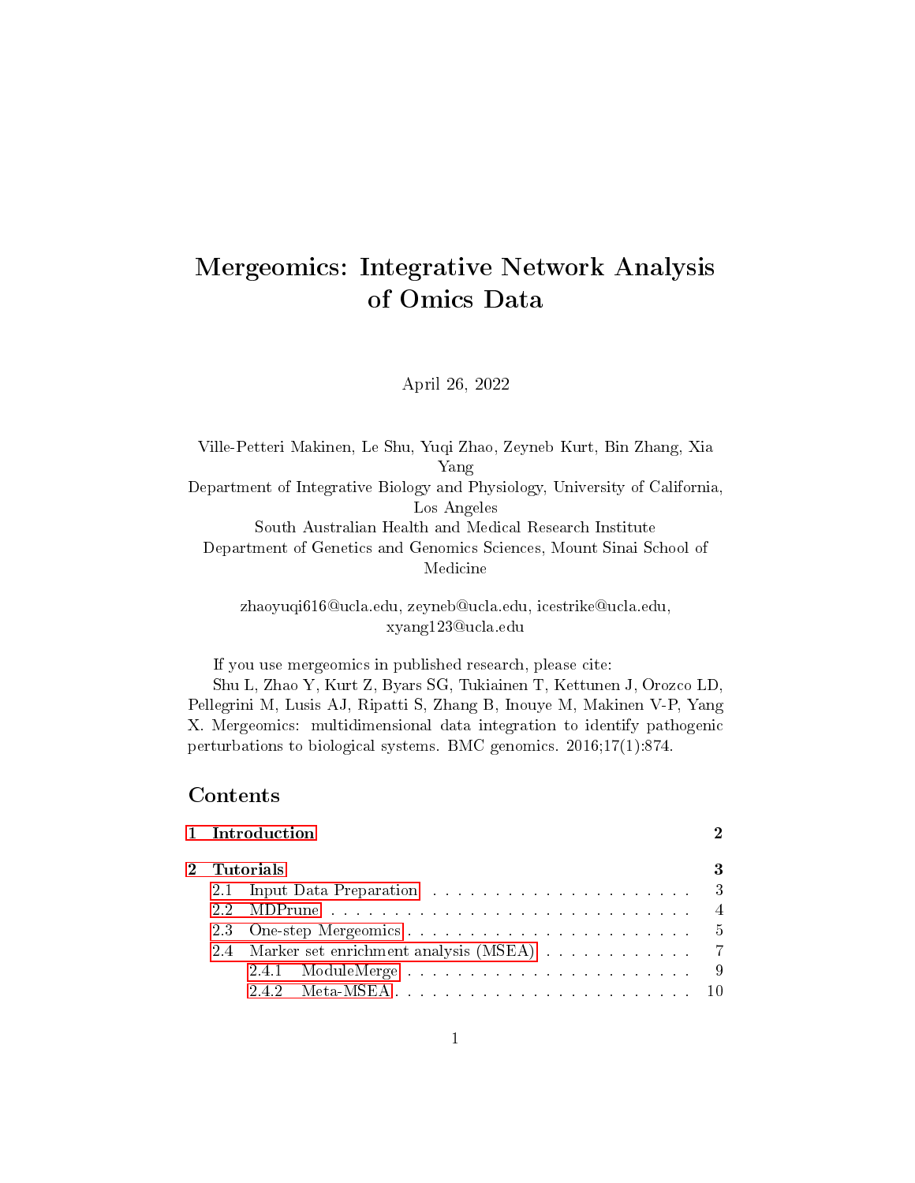# Mergeomics: Integrative Network Analysis of Omics Data

April 26, 2022

Ville-Petteri Makinen, Le Shu, Yuqi Zhao, Zeyneb Kurt, Bin Zhang, Xia Yang
Department of Integrative Biology and Physiology, University of California, Los Angeles
South Australian Health and Medical Research Institute
Department of Genetics and Genomics Sciences, Mount Sinai School of Medicine

zhaoyuqi616@ucla.edu, zeyneb@ucla.edu, icestrike@ucla.edu, xyang123@ucla.edu

If you use mergeomics in published research, please cite:

Shu L, Zhao Y, Kurt Z, Byars SG, Tukiainen T, Kettunen J, Orozco LD, Pellegrini M, Lusis AJ, Ripatti S, Zhang B, Inouye M, Makinen V-P, Yang X. Mergeomics: multidimensional data integration to identify pathogenic perturbations to biological systems. BMC genomics. 2016;17(1):874.

## Contents

- **1 Introduction** — 2
- **2 Tutorials** — 3
  - 2.1 Input Data Preparation — 3
  - 2.2 MDPrune — 4
  - 2.3 One-step Mergeomics — 5
  - 2.4 Marker set enrichment analysis (MSEA) — 7
    - 2.4.1 ModuleMerge — 9
    - 2.4.2 Meta-MSEA — 10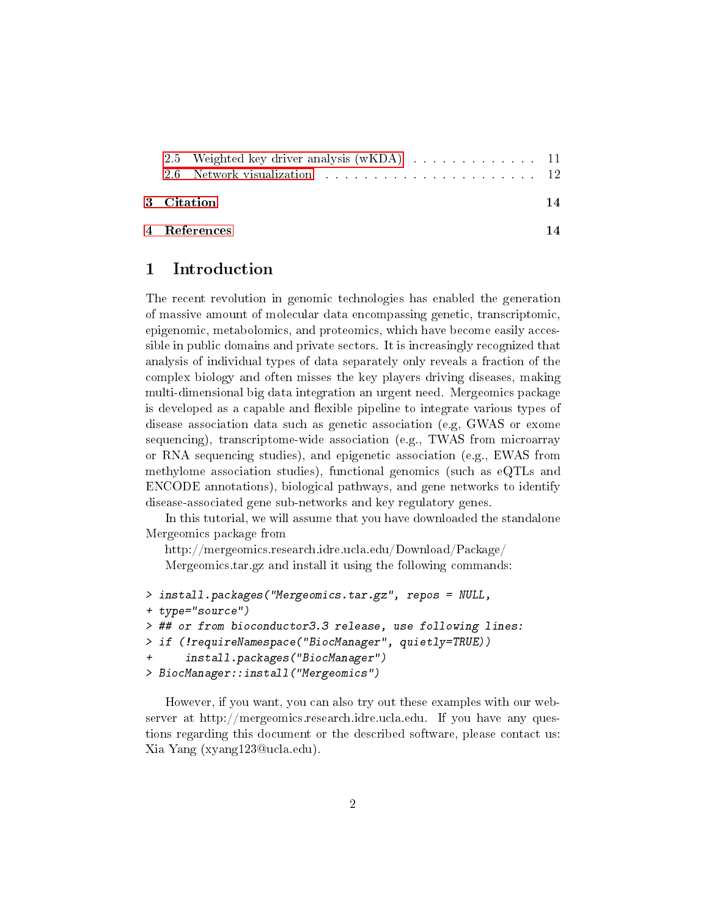2.5 Weighted key driver analysis (wKDA) . . . . . . . . . . . . . . 11
2.6 Network visualization . . . . . . . . . . . . . . . . . . . . . . 12

**3 Citation** **14**

**4 References** **14**

# 1 Introduction

The recent revolution in genomic technologies has enabled the generation of massive amount of molecular data encompassing genetic, transcriptomic, epigenomic, metabolomics, and proteomics, which have become easily accessible in public domains and private sectors. It is increasingly recognized that analysis of individual types of data separately only reveals a fraction of the complex biology and often misses the key players driving diseases, making multi-dimensional big data integration an urgent need. Mergeomics package is developed as a capable and flexible pipeline to integrate various types of disease association data such as genetic association (e.g, GWAS or exome sequencing), transcriptome-wide association (e.g., TWAS from microarray or RNA sequencing studies), and epigenetic association (e.g., EWAS from methylome association studies), functional genomics (such as eQTLs and ENCODE annotations), biological pathways, and gene networks to identify disease-associated gene sub-networks and key regulatory genes.

In this tutorial, we will assume that you have downloaded the standalone Mergeomics package from

http://mergeomics.research.idre.ucla.edu/Download/Package/

Mergeomics.tar.gz and install it using the following commands:

```
> install.packages("Mergeomics.tar.gz", repos = NULL,
+ type="source")
> ## or from bioconductor3.3 release, use following lines:
> if (!requireNamespace("BiocManager", quietly=TRUE))
+     install.packages("BiocManager")
> BiocManager::install("Mergeomics")
```

However, if you want, you can also try out these examples with our webserver at http://mergeomics.research.idre.ucla.edu. If you have any questions regarding this document or the described software, please contact us: Xia Yang (xyang123@ucla.edu).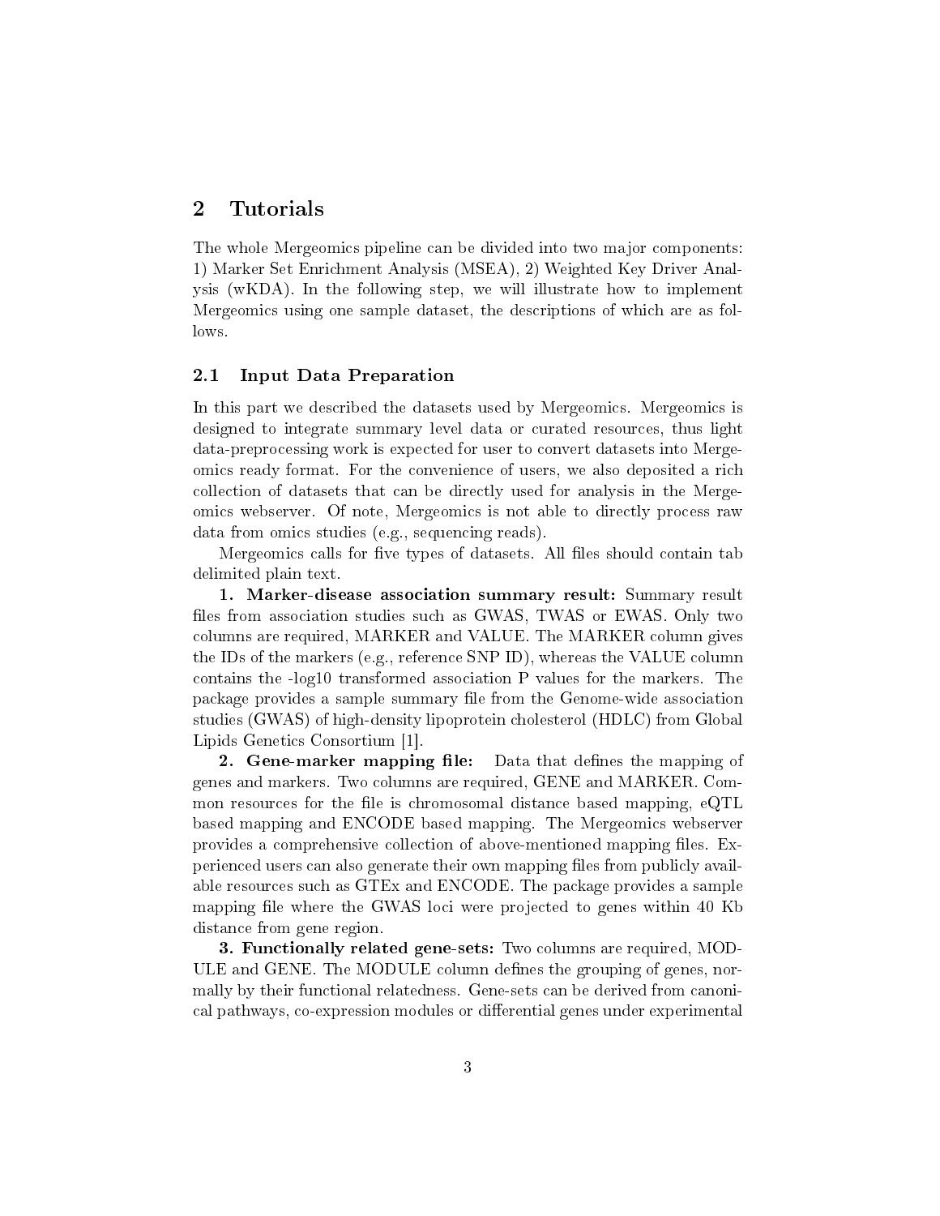## 2 Tutorials

The whole Mergeomics pipeline can be divided into two major components: 1) Marker Set Enrichment Analysis (MSEA), 2) Weighted Key Driver Analysis (wKDA). In the following step, we will illustrate how to implement Mergeomics using one sample dataset, the descriptions of which are as follows.

### 2.1 Input Data Preparation

In this part we described the datasets used by Mergeomics. Mergeomics is designed to integrate summary level data or curated resources, thus light data-preprocessing work is expected for user to convert datasets into Mergeomics ready format. For the convenience of users, we also deposited a rich collection of datasets that can be directly used for analysis in the Mergeomics webserver. Of note, Mergeomics is not able to directly process raw data from omics studies (e.g., sequencing reads).

Mergeomics calls for five types of datasets. All files should contain tab delimited plain text.

**1. Marker-disease association summary result:** Summary result files from association studies such as GWAS, TWAS or EWAS. Only two columns are required, MARKER and VALUE. The MARKER column gives the IDs of the markers (e.g., reference SNP ID), whereas the VALUE column contains the -log10 transformed association P values for the markers. The package provides a sample summary file from the Genome-wide association studies (GWAS) of high-density lipoprotein cholesterol (HDLC) from Global Lipids Genetics Consortium [1].

**2. Gene-marker mapping file:** Data that defines the mapping of genes and markers. Two columns are required, GENE and MARKER. Common resources for the file is chromosomal distance based mapping, eQTL based mapping and ENCODE based mapping. The Mergeomics webserver provides a comprehensive collection of above-mentioned mapping files. Experienced users can also generate their own mapping files from publicly available resources such as GTEx and ENCODE. The package provides a sample mapping file where the GWAS loci were projected to genes within 40 Kb distance from gene region.

**3. Functionally related gene-sets:** Two columns are required, MODULE and GENE. The MODULE column defines the grouping of genes, normally by their functional relatedness. Gene-sets can be derived from canonical pathways, co-expression modules or differential genes under experimental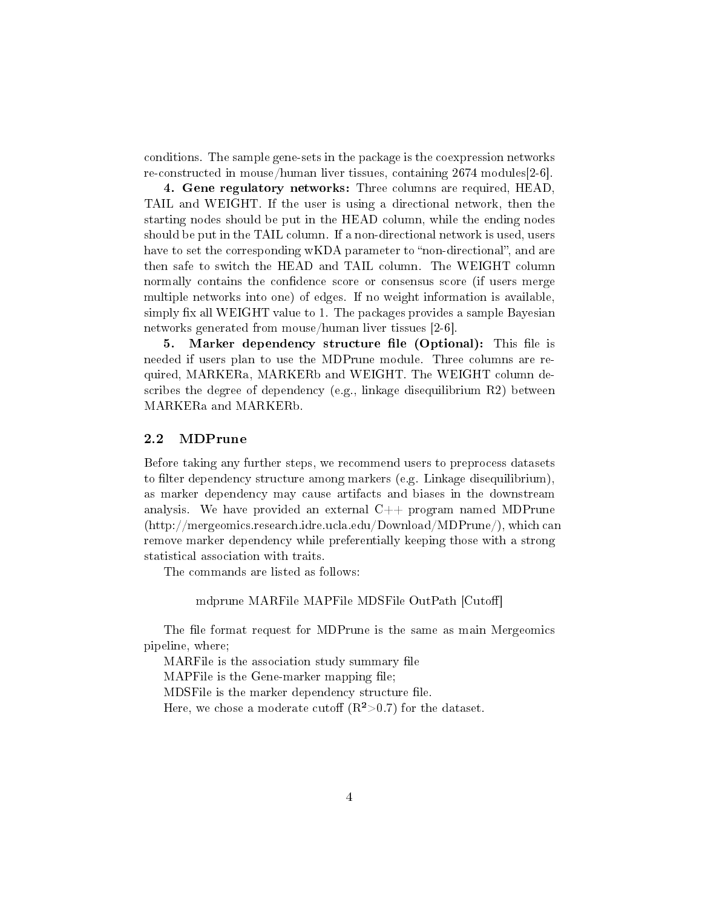conditions. The sample gene-sets in the package is the coexpression networks re-constructed in mouse/human liver tissues, containing 2674 modules[2-6].

**4. Gene regulatory networks:** Three columns are required, HEAD, TAIL and WEIGHT. If the user is using a directional network, then the starting nodes should be put in the HEAD column, while the ending nodes should be put in the TAIL column. If a non-directional network is used, users have to set the corresponding wKDA parameter to "non-directional", and are then safe to switch the HEAD and TAIL column. The WEIGHT column normally contains the confidence score or consensus score (if users merge multiple networks into one) of edges. If no weight information is available, simply fix all WEIGHT value to 1. The packages provides a sample Bayesian networks generated from mouse/human liver tissues [2-6].

**5. Marker dependency structure file (Optional):** This file is needed if users plan to use the MDPrune module. Three columns are required, MARKERa, MARKERb and WEIGHT. The WEIGHT column describes the degree of dependency (e.g., linkage disequilibrium R2) between MARKERa and MARKERb.

## 2.2 MDPrune

Before taking any further steps, we recommend users to preprocess datasets to filter dependency structure among markers (e.g. Linkage disequilibrium), as marker dependency may cause artifacts and biases in the downstream analysis. We have provided an external C++ program named MDPrune (http://mergeomics.research.idre.ucla.edu/Download/MDPrune/), which can remove marker dependency while preferentially keeping those with a strong statistical association with traits.

The commands are listed as follows:

```
mdprune MARFile MAPFile MDSFile OutPath [Cutoff]
```

The file format request for MDPrune is the same as main Mergeomics pipeline, where;

MARFile is the association study summary file

MAPFile is the Gene-marker mapping file;

MDSFile is the marker dependency structure file.

Here, we chose a moderate cutoff ($R^2 > 0.7$) for the dataset.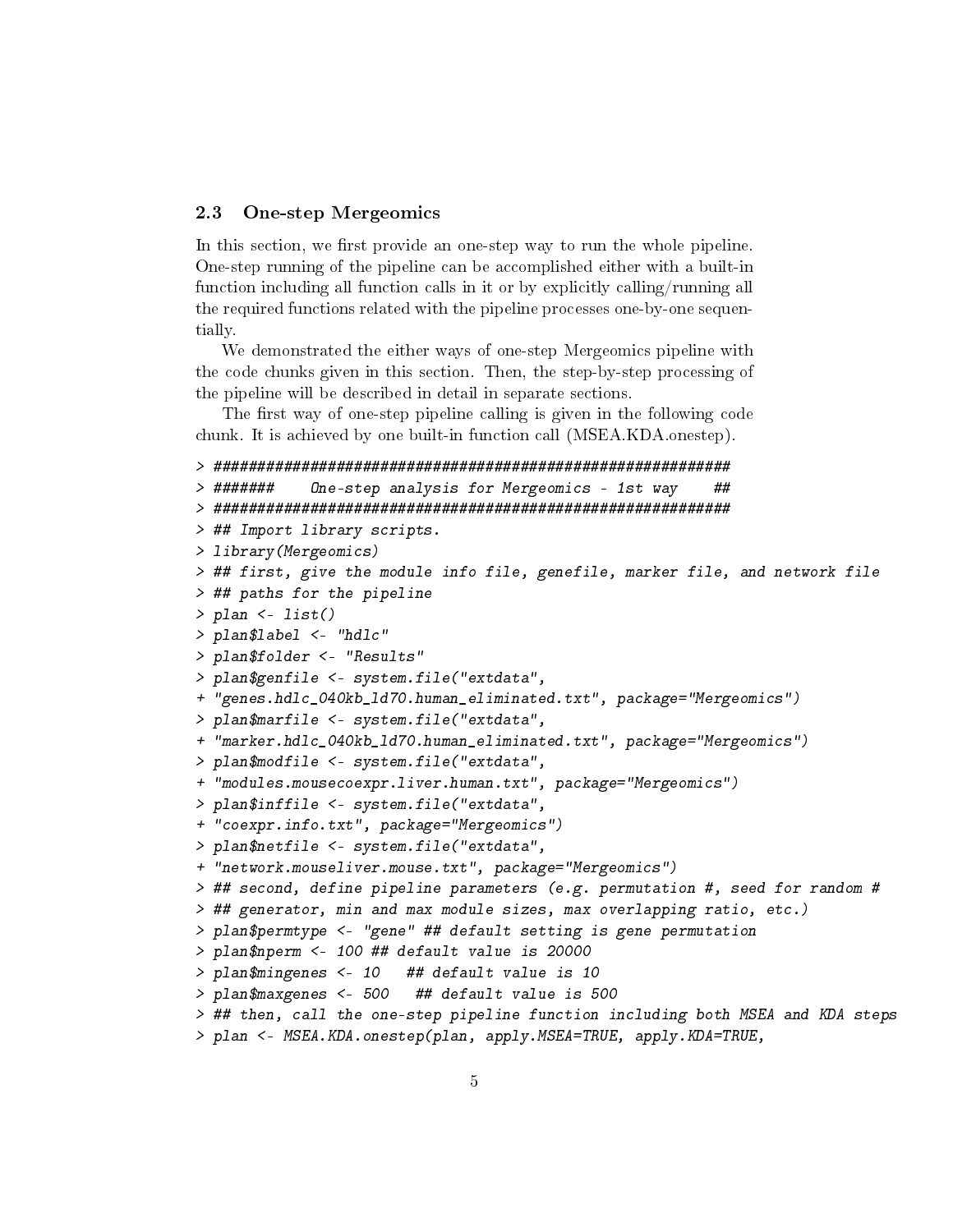### 2.3 One-step Mergeomics

In this section, we first provide an one-step way to run the whole pipeline. One-step running of the pipeline can be accomplished either with a built-in function including all function calls in it or by explicitly calling/running all the required functions related with the pipeline processes one-by-one sequentially.

We demonstrated the either ways of one-step Mergeomics pipeline with the code chunks given in this section. Then, the step-by-step processing of the pipeline will be described in detail in separate sections.

The first way of one-step pipeline calling is given in the following code chunk. It is achieved by one built-in function call (MSEA.KDA.onestep).

```
> ###########################################################
> #######    One-step analysis for Mergeomics - 1st way    ##
> ###########################################################
> ## Import library scripts.
> library(Mergeomics)
> ## first, give the module info file, genefile, marker file, and network file
> ## paths for the pipeline
> plan <- list()
> plan$label <- "hdlc"
> plan$folder <- "Results"
> plan$genfile <- system.file("extdata",
+ "genes.hdlc_040kb_ld70.human_eliminated.txt", package="Mergeomics")
> plan$marfile <- system.file("extdata",
+ "marker.hdlc_040kb_ld70.human_eliminated.txt", package="Mergeomics")
> plan$modfile <- system.file("extdata",
+ "modules.mousecoexpr.liver.human.txt", package="Mergeomics")
> plan$inffile <- system.file("extdata",
+ "coexpr.info.txt", package="Mergeomics")
> plan$netfile <- system.file("extdata",
+ "network.mouseliver.mouse.txt", package="Mergeomics")
> ## second, define pipeline parameters (e.g. permutation #, seed for random #
> ## generator, min and max module sizes, max overlapping ratio, etc.)
> plan$permtype <- "gene" ## default setting is gene permutation
> plan$nperm <- 100 ## default value is 20000
> plan$mingenes <- 10   ## default value is 10
> plan$maxgenes <- 500   ## default value is 500
> ## then, call the one-step pipeline function including both MSEA and KDA steps
> plan <- MSEA.KDA.onestep(plan, apply.MSEA=TRUE, apply.KDA=TRUE,
```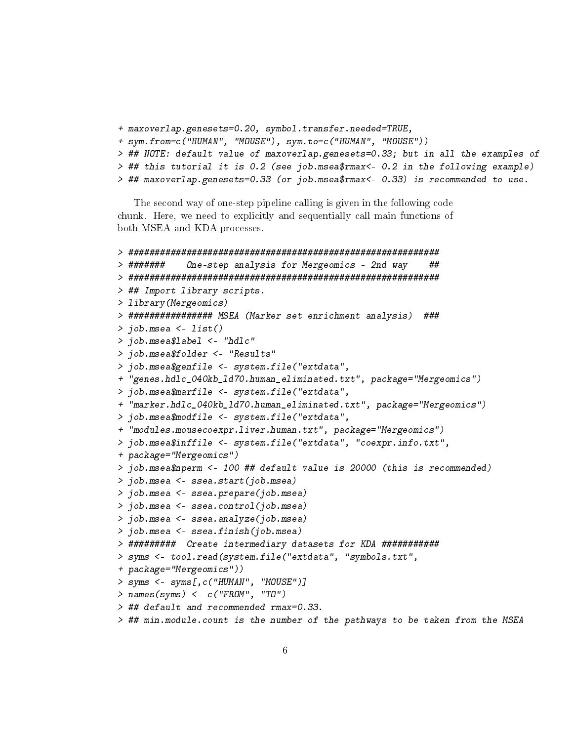```
+ maxoverlap.genesets=0.20, symbol.transfer.needed=TRUE,
+ sym.from=c("HUMAN", "MOUSE"), sym.to=c("HUMAN", "MOUSE"))
> ## NOTE: default value of maxoverlap.genesets=0.33; but in all the examples of
> ## this tutorial it is 0.2 (see job.msea$rmax<- 0.2 in the following example)
> ## maxoverlap.genesets=0.33 (or job.msea$rmax<- 0.33) is recommended to use.
```

The second way of one-step pipeline calling is given in the following code chunk. Here, we need to explicitly and sequentially call main functions of both MSEA and KDA processes.

```
> #############################################################
> #######    One-step analysis for Mergeomics - 2nd way    ##
> #############################################################
> ## Import library scripts.
> library(Mergeomics)
> ################ MSEA (Marker set enrichment analysis)  ###
> job.msea <- list()
> job.msea$label <- "hdlc"
> job.msea$folder <- "Results"
> job.msea$genfile <- system.file("extdata",
+ "genes.hdlc_040kb_ld70.human_eliminated.txt", package="Mergeomics")
> job.msea$marfile <- system.file("extdata",
+ "marker.hdlc_040kb_ld70.human_eliminated.txt", package="Mergeomics")
> job.msea$modfile <- system.file("extdata",
+ "modules.mousecoexpr.liver.human.txt", package="Mergeomics")
> job.msea$inffile <- system.file("extdata", "coexpr.info.txt",
+ package="Mergeomics")
> job.msea$nperm <- 100 ## default value is 20000 (this is recommended)
> job.msea <- ssea.start(job.msea)
> job.msea <- ssea.prepare(job.msea)
> job.msea <- ssea.control(job.msea)
> job.msea <- ssea.analyze(job.msea)
> job.msea <- ssea.finish(job.msea)
> #########  Create intermediary datasets for KDA ###########
> syms <- tool.read(system.file("extdata", "symbols.txt",
+ package="Mergeomics"))
> syms <- syms[,c("HUMAN", "MOUSE")]
> names(syms) <- c("FROM", "TO")
> ## default and recommended rmax=0.33.
> ## min.module.count is the number of the pathways to be taken from the MSEA
```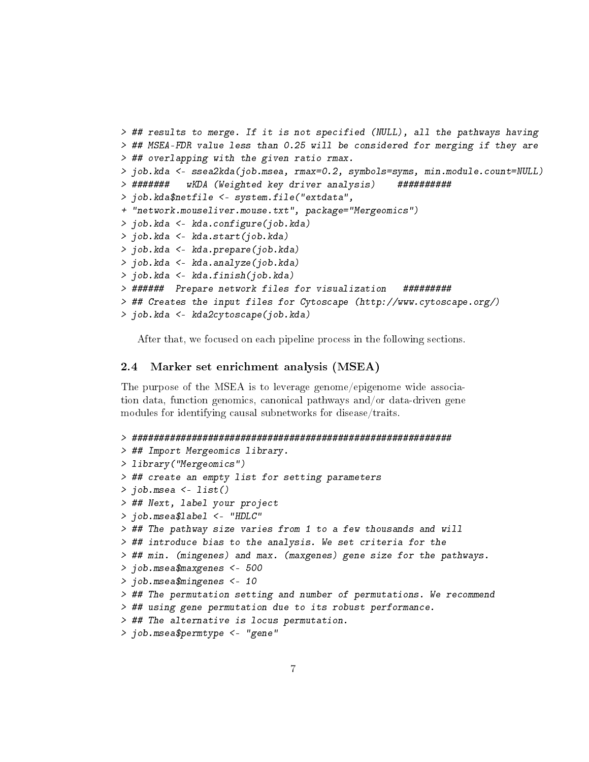```
> ## results to merge. If it is not specified (NULL), all the pathways having
> ## MSEA-FDR value less than 0.25 will be considered for merging if they are
> ## overlapping with the given ratio rmax.
> job.kda <- ssea2kda(job.msea, rmax=0.2, symbols=syms, min.module.count=NULL)
> #######   wKDA (Weighted key driver analysis)    ##########
> job.kda$netfile <- system.file("extdata",
+ "network.mouseliver.mouse.txt", package="Mergeomics")
> job.kda <- kda.configure(job.kda)
> job.kda <- kda.start(job.kda)
> job.kda <- kda.prepare(job.kda)
> job.kda <- kda.analyze(job.kda)
> job.kda <- kda.finish(job.kda)
> ######  Prepare network files for visualization   #########
> ## Creates the input files for Cytoscape (http://www.cytoscape.org/)
> job.kda <- kda2cytoscape(job.kda)
```

After that, we focused on each pipeline process in the following sections.

## 2.4 Marker set enrichment analysis (MSEA)

The purpose of the MSEA is to leverage genome/epigenome wide association data, function genomics, canonical pathways and/or data-driven gene modules for identifying causal subnetworks for disease/traits.

```
> ############################################################
> ## Import Mergeomics library.
> library("Mergeomics")
> ## create an empty list for setting parameters
> job.msea <- list()
> ## Next, label your project
> job.msea$label <- "HDLC"
> ## The pathway size varies from 1 to a few thousands and will
> ## introduce bias to the analysis. We set criteria for the
> ## min. (mingenes) and max. (maxgenes) gene size for the pathways.
> job.msea$maxgenes <- 500
> job.msea$mingenes <- 10
> ## The permutation setting and number of permutations. We recommend
> ## using gene permutation due to its robust performance.
> ## The alternative is locus permutation.
> job.msea$permtype <- "gene"
```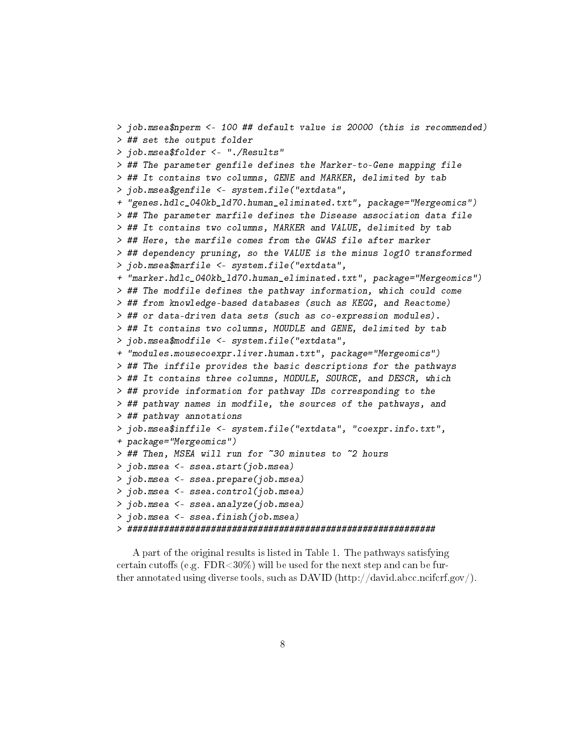```
> job.msea$nperm <- 100 ## default value is 20000 (this is recommended)
> ## set the output folder
> job.msea$folder <- "./Results"
> ## The parameter genfile defines the Marker-to-Gene mapping file
> ## It contains two columns, GENE and MARKER, delimited by tab
> job.msea$genfile <- system.file("extdata",
+ "genes.hdlc_040kb_ld70.human_eliminated.txt", package="Mergeomics")
> ## The parameter marfile defines the Disease association data file
> ## It contains two columns, MARKER and VALUE, delimited by tab
> ## Here, the marfile comes from the GWAS file after marker
> ## dependency pruning, so the VALUE is the minus log10 transformed
> job.msea$marfile <- system.file("extdata",
+ "marker.hdlc_040kb_ld70.human_eliminated.txt", package="Mergeomics")
> ## The modfile defines the pathway information, which could come
> ## from knowledge-based databases (such as KEGG, and Reactome)
> ## or data-driven data sets (such as co-expression modules).
> ## It contains two columns, MOUDLE and GENE, delimited by tab
> job.msea$modfile <- system.file("extdata",
+ "modules.mousecoexpr.liver.human.txt", package="Mergeomics")
> ## The inffile provides the basic descriptions for the pathways
> ## It contains three columns, MODULE, SOURCE, and DESCR, which
> ## provide information for pathway IDs corresponding to the
> ## pathway names in modfile, the sources of the pathways, and
> ## pathway annotations
> job.msea$inffile <- system.file("extdata", "coexpr.info.txt",
+ package="Mergeomics")
> ## Then, MSEA will run for ~30 minutes to ~2 hours
> job.msea <- ssea.start(job.msea)
> job.msea <- ssea.prepare(job.msea)
> job.msea <- ssea.control(job.msea)
> job.msea <- ssea.analyze(job.msea)
> job.msea <- ssea.finish(job.msea)
> ###########################################################
```

A part of the original results is listed in Table 1. The pathways satisfying certain cutoffs (e.g. FDR<30%) will be used for the next step and can be further annotated using diverse tools, such as DAVID (http://david.abcc.ncifcrf.gov/).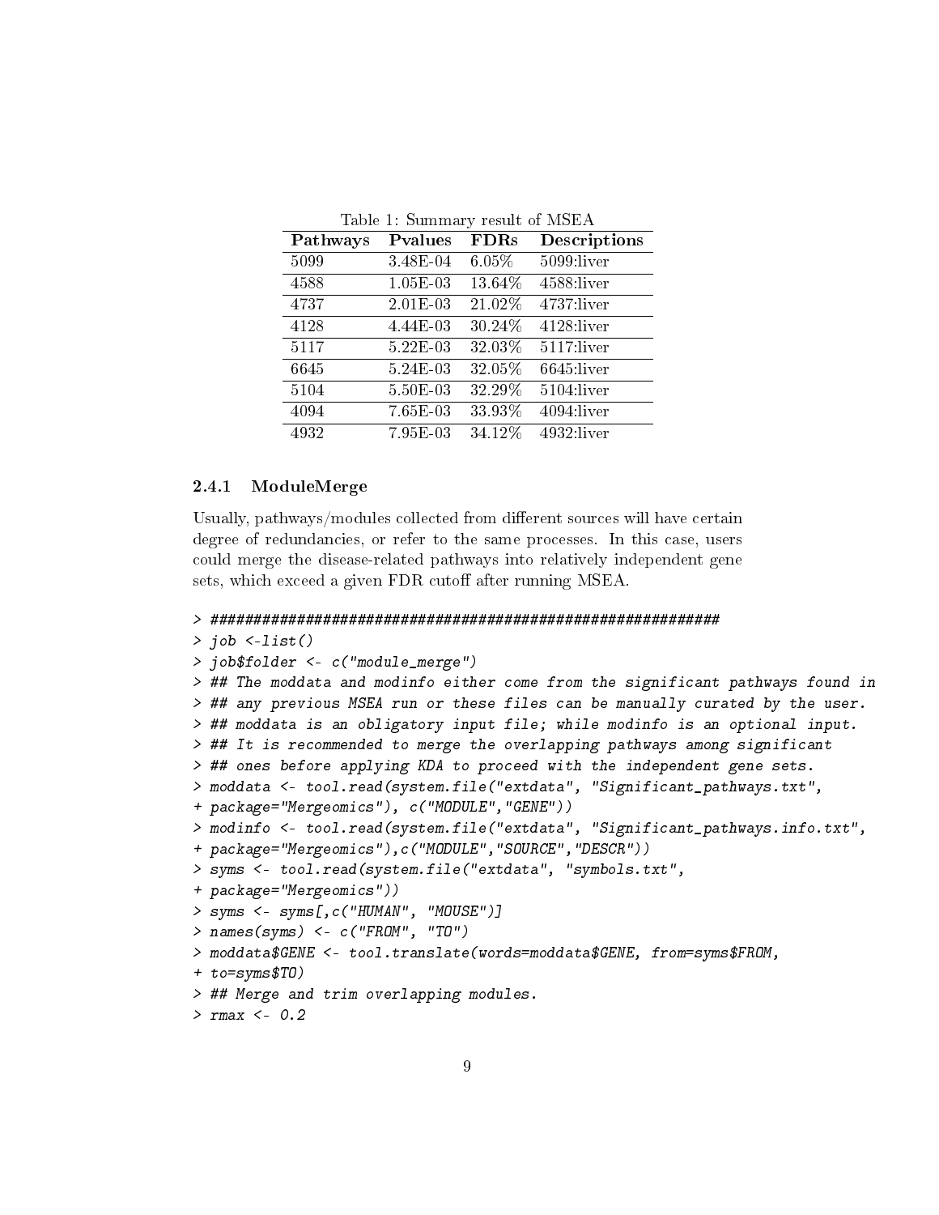Table 1: Summary result of MSEA

| Pathways | Pvalues | FDRs | Descriptions |
|---|---|---|---|
| 5099 | 3.48E-04 | 6.05% | 5099:liver |
| 4588 | 1.05E-03 | 13.64% | 4588:liver |
| 4737 | 2.01E-03 | 21.02% | 4737:liver |
| 4128 | 4.44E-03 | 30.24% | 4128:liver |
| 5117 | 5.22E-03 | 32.03% | 5117:liver |
| 6645 | 5.24E-03 | 32.05% | 6645:liver |
| 5104 | 5.50E-03 | 32.29% | 5104:liver |
| 4094 | 7.65E-03 | 33.93% | 4094:liver |
| 4932 | 7.95E-03 | 34.12% | 4932:liver |

### 2.4.1 ModuleMerge

Usually, pathways/modules collected from different sources will have certain degree of redundancies, or refer to the same processes. In this case, users could merge the disease-related pathways into relatively independent gene sets, which exceed a given FDR cutoff after running MSEA.

```
> ##############################################################
> job <-list()
> job$folder <- c("module_merge")
> ## The moddata and modinfo either come from the significant pathways found in
> ## any previous MSEA run or these files can be manually curated by the user.
> ## moddata is an obligatory input file; while modinfo is an optional input.
> ## It is recommended to merge the overlapping pathways among significant
> ## ones before applying KDA to proceed with the independent gene sets.
> moddata <- tool.read(system.file("extdata", "Significant_pathways.txt",
+ package="Mergeomics"), c("MODULE","GENE"))
> modinfo <- tool.read(system.file("extdata", "Significant_pathways.info.txt",
+ package="Mergeomics"),c("MODULE","SOURCE","DESCR"))
> syms <- tool.read(system.file("extdata", "symbols.txt",
+ package="Mergeomics"))
> syms <- syms[,c("HUMAN", "MOUSE")]
> names(syms) <- c("FROM", "TO")
> moddata$GENE <- tool.translate(words=moddata$GENE, from=syms$FROM,
+ to=syms$TO)
> ## Merge and trim overlapping modules.
> rmax <- 0.2
```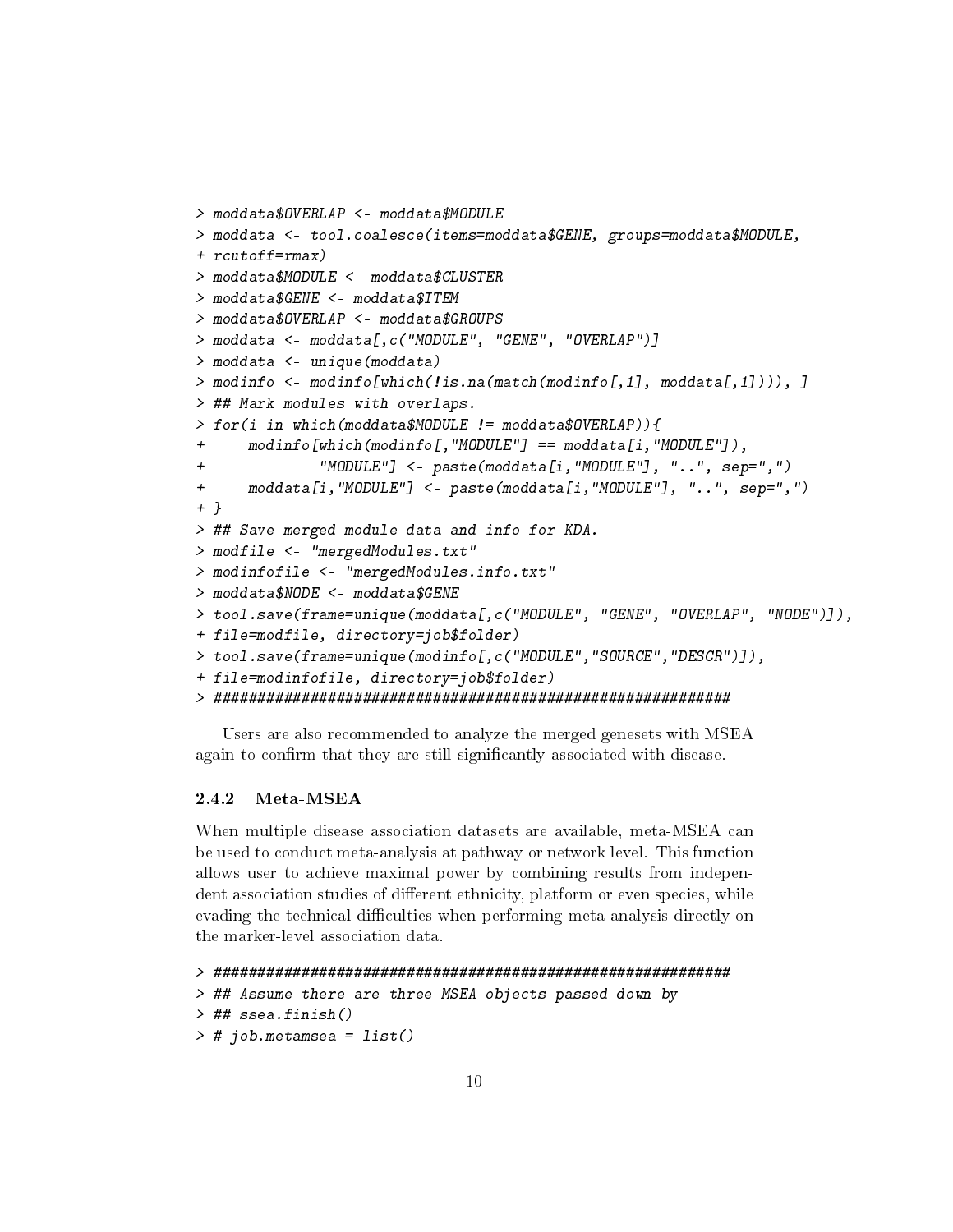```
> moddata$OVERLAP <- moddata$MODULE
> moddata <- tool.coalesce(items=moddata$GENE, groups=moddata$MODULE,
+ rcutoff=rmax)
> moddata$MODULE <- moddata$CLUSTER
> moddata$GENE <- moddata$ITEM
> moddata$OVERLAP <- moddata$GROUPS
> moddata <- moddata[,c("MODULE", "GENE", "OVERLAP")]
> moddata <- unique(moddata)
> modinfo <- modinfo[which(!is.na(match(modinfo[,1], moddata[,1]))), ]
> ## Mark modules with overlaps.
> for(i in which(moddata$MODULE != moddata$OVERLAP)){
+     modinfo[which(modinfo[,"MODULE"] == moddata[i,"MODULE"]),
+             "MODULE"] <- paste(moddata[i,"MODULE"], "..", sep=",")
+     moddata[i,"MODULE"] <- paste(moddata[i,"MODULE"], "..", sep=",")
+ }
> ## Save merged module data and info for KDA.
> modfile <- "mergedModules.txt"
> modinfofile <- "mergedModules.info.txt"
> moddata$NODE <- moddata$GENE
> tool.save(frame=unique(moddata[,c("MODULE", "GENE", "OVERLAP", "NODE")]),
+ file=modfile, directory=job$folder)
> tool.save(frame=unique(modinfo[,c("MODULE","SOURCE","DESCR")]),
+ file=modinfofile, directory=job$folder)
> ############################################################
```

Users are also recommended to analyze the merged genesets with MSEA again to confirm that they are still significantly associated with disease.

### 2.4.2 Meta-MSEA

When multiple disease association datasets are available, meta-MSEA can be used to conduct meta-analysis at pathway or network level. This function allows user to achieve maximal power by combining results from independent association studies of different ethnicity, platform or even species, while evading the technical difficulties when performing meta-analysis directly on the marker-level association data.

```
> ############################################################
> ## Assume there are three MSEA objects passed down by
> ## ssea.finish()
> # job.metamsea = list()
```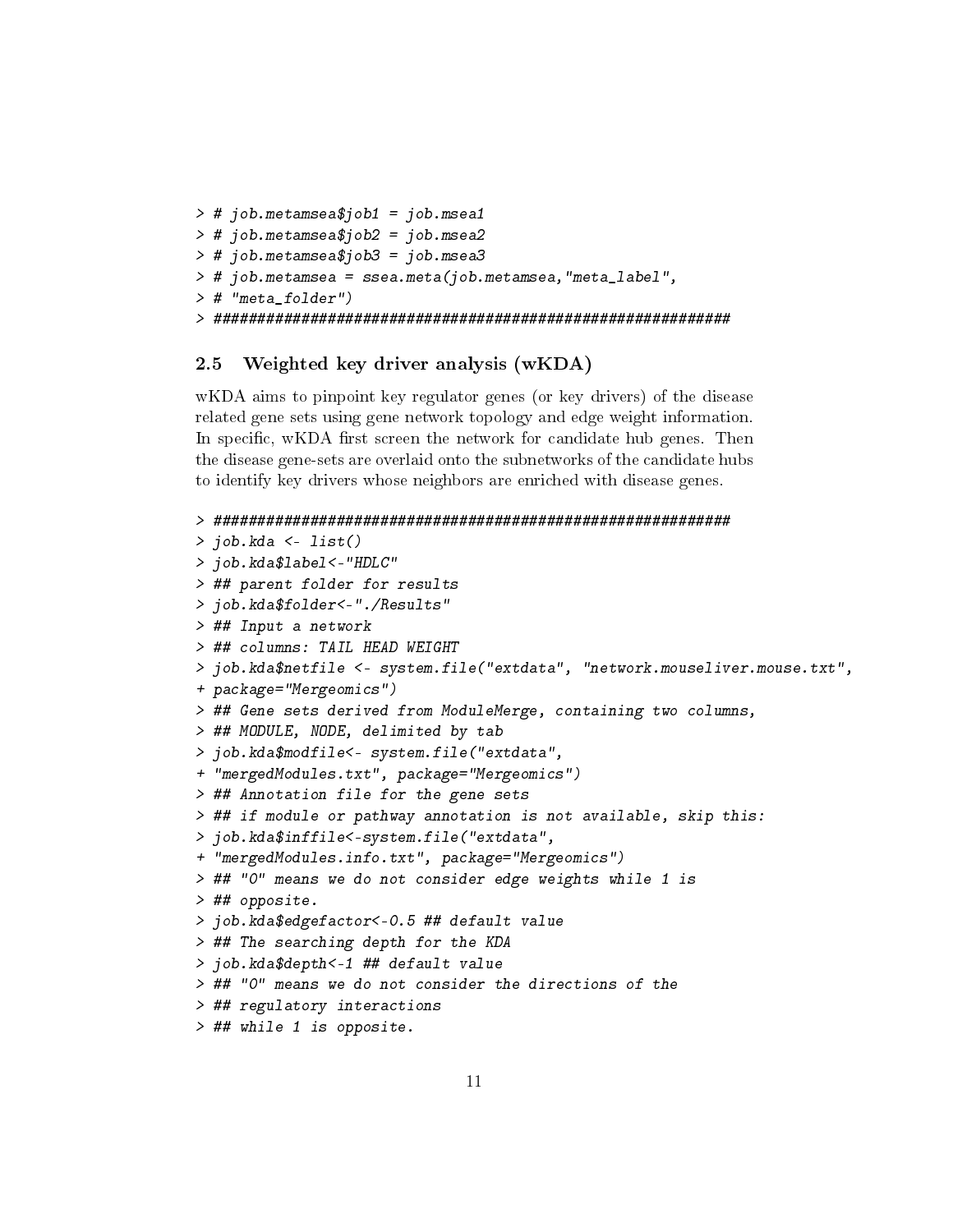```
> # job.metamsea$job1 = job.msea1
> # job.metamsea$job2 = job.msea2
> # job.metamsea$job3 = job.msea3
> # job.metamsea = ssea.meta(job.metamsea,"meta_label",
> # "meta_folder")
> ############################################################
```

### 2.5 Weighted key driver analysis (wKDA)

wKDA aims to pinpoint key regulator genes (or key drivers) of the disease related gene sets using gene network topology and edge weight information. In specific, wKDA first screen the network for candidate hub genes. Then the disease gene-sets are overlaid onto the subnetworks of the candidate hubs to identify key drivers whose neighbors are enriched with disease genes.

```
> ############################################################
> job.kda <- list()
> job.kda$label<-"HDLC"
> ## parent folder for results
> job.kda$folder<-"./Results"
> ## Input a network
> ## columns: TAIL HEAD WEIGHT
> job.kda$netfile <- system.file("extdata", "network.mouseliver.mouse.txt",
+ package="Mergeomics")
> ## Gene sets derived from ModuleMerge, containing two columns,
> ## MODULE, NODE, delimited by tab
> job.kda$modfile<- system.file("extdata",
+ "mergedModules.txt", package="Mergeomics")
> ## Annotation file for the gene sets
> ## if module or pathway annotation is not available, skip this:
> job.kda$inffile<-system.file("extdata",
+ "mergedModules.info.txt", package="Mergeomics")
> ## "0" means we do not consider edge weights while 1 is
> ## opposite.
> job.kda$edgefactor<-0.5 ## default value
> ## The searching depth for the KDA
> job.kda$depth<-1 ## default value
> ## "0" means we do not consider the directions of the
> ## regulatory interactions
> ## while 1 is opposite.
```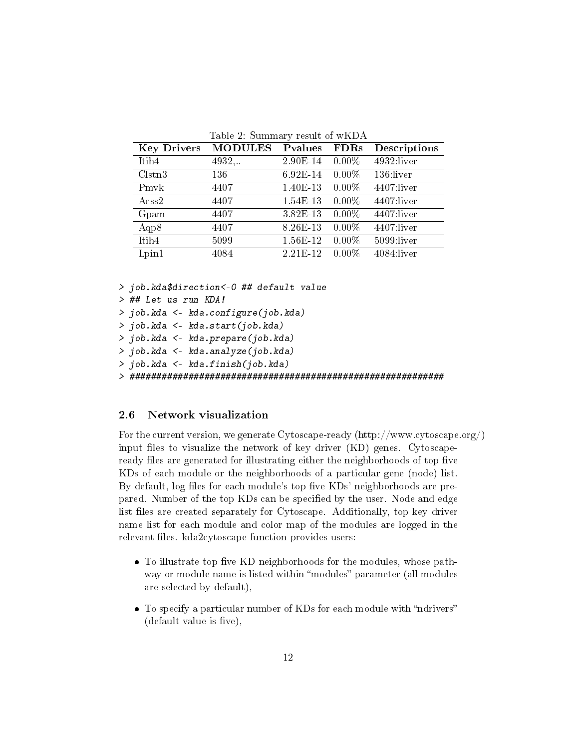Table 2: Summary result of wKDA

| Key Drivers | MODULES | Pvalues | FDRs | Descriptions |
|---|---|---|---|---|
| Itih4 | 4932,.. | 2.90E-14 | 0.00% | 4932:liver |
| Clstn3 | 136 | 6.92E-14 | 0.00% | 136:liver |
| Pmvk | 4407 | 1.40E-13 | 0.00% | 4407:liver |
| Acss2 | 4407 | 1.54E-13 | 0.00% | 4407:liver |
| Gpam | 4407 | 3.82E-13 | 0.00% | 4407:liver |
| Aqp8 | 4407 | 8.26E-13 | 0.00% | 4407:liver |
| Itih4 | 5099 | 1.56E-12 | 0.00% | 5099:liver |
| Lpin1 | 4084 | 2.21E-12 | 0.00% | 4084:liver |

```
> job.kda$direction<-0 ## default value
> ## Let us run KDA!
> job.kda <- kda.configure(job.kda)
> job.kda <- kda.start(job.kda)
> job.kda <- kda.prepare(job.kda)
> job.kda <- kda.analyze(job.kda)
> job.kda <- kda.finish(job.kda)
> ############################################################
```

### 2.6 Network visualization

For the current version, we generate Cytoscape-ready (http://www.cytoscape.org/) input files to visualize the network of key driver (KD) genes. Cytoscape-ready files are generated for illustrating either the neighborhoods of top five KDs of each module or the neighborhoods of a particular gene (node) list. By default, log files for each module's top five KDs' neighborhoods are prepared. Number of the top KDs can be specified by the user. Node and edge list files are created separately for Cytoscape. Additionally, top key driver name list for each module and color map of the modules are logged in the relevant files. kda2cytoscape function provides users:

- To illustrate top five KD neighborhoods for the modules, whose pathway or module name is listed within "modules" parameter (all modules are selected by default),
- To specify a particular number of KDs for each module with "ndrivers" (default value is five),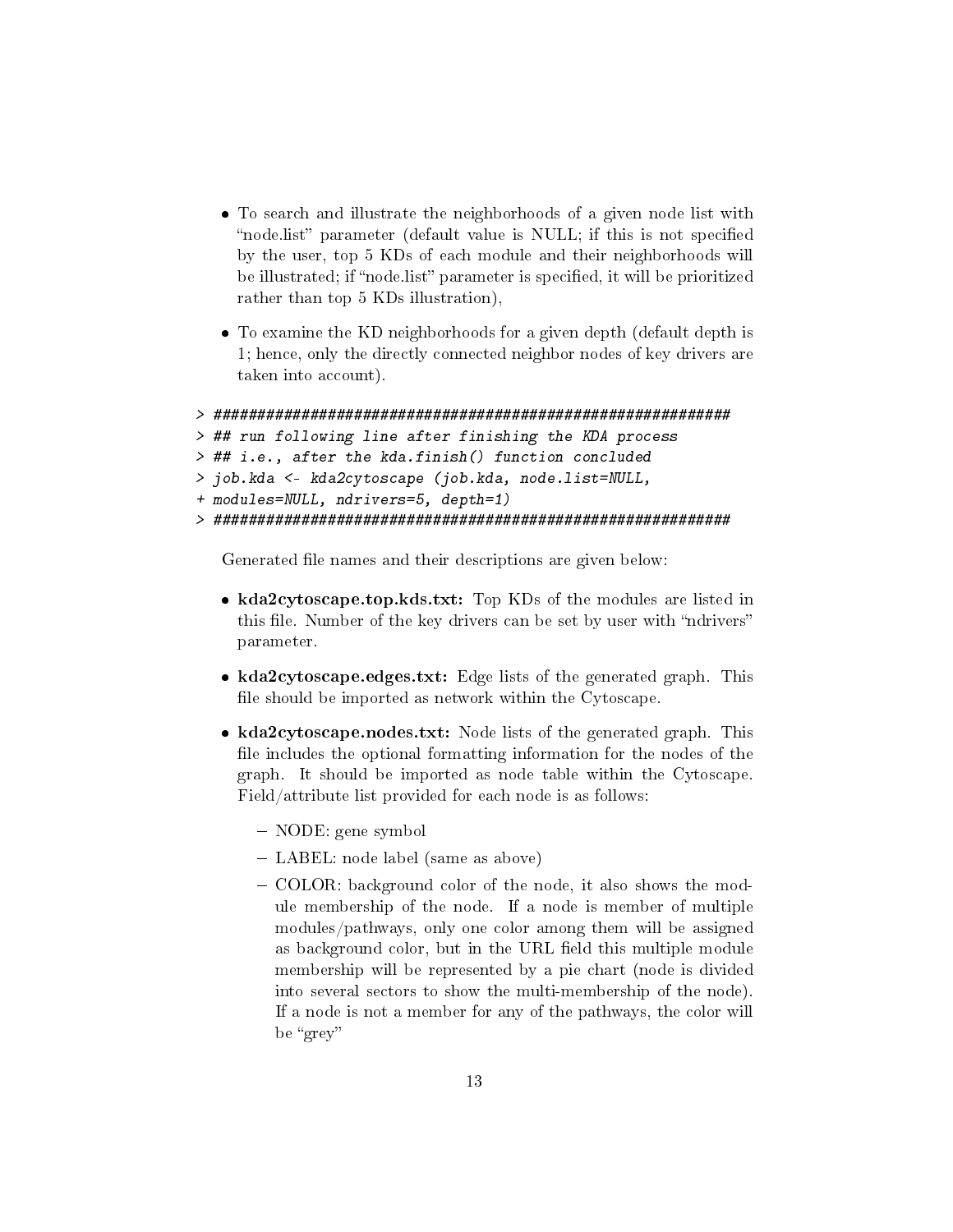- To search and illustrate the neighborhoods of a given node list with "node.list" parameter (default value is NULL; if this is not specified by the user, top 5 KDs of each module and their neighborhoods will be illustrated; if "node.list" parameter is specified, it will be prioritized rather than top 5 KDs illustration),

- To examine the KD neighborhoods for a given depth (default depth is 1; hence, only the directly connected neighbor nodes of key drivers are taken into account).

```
> ############################################################
> ## run following line after finishing the KDA process
> ## i.e., after the kda.finish() function concluded
> job.kda <- kda2cytoscape (job.kda, node.list=NULL,
+ modules=NULL, ndrivers=5, depth=1)
> ############################################################
```

Generated file names and their descriptions are given below:

- **kda2cytoscape.top.kds.txt:** Top KDs of the modules are listed in this file. Number of the key drivers can be set by user with "ndrivers" parameter.

- **kda2cytoscape.edges.txt:** Edge lists of the generated graph. This file should be imported as network within the Cytoscape.

- **kda2cytoscape.nodes.txt:** Node lists of the generated graph. This file includes the optional formatting information for the nodes of the graph. It should be imported as node table within the Cytoscape. Field/attribute list provided for each node is as follows:

  - NODE: gene symbol
  - LABEL: node label (same as above)
  - COLOR: background color of the node, it also shows the module membership of the node. If a node is member of multiple modules/pathways, only one color among them will be assigned as background color, but in the URL field this multiple module membership will be represented by a pie chart (node is divided into several sectors to show the multi-membership of the node). If a node is not a member for any of the pathways, the color will be "grey"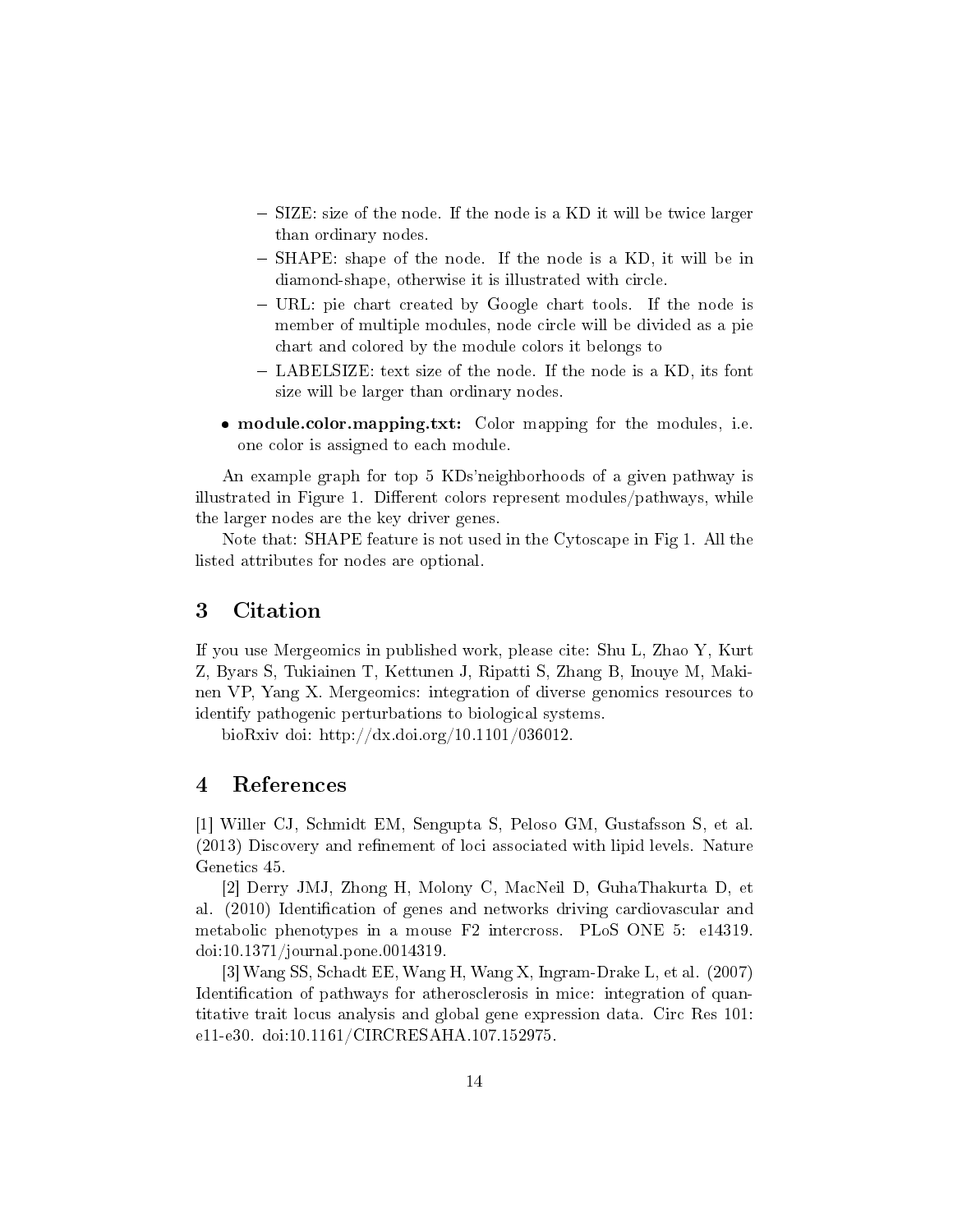- SIZE: size of the node. If the node is a KD it will be twice larger than ordinary nodes.
  - SHAPE: shape of the node. If the node is a KD, it will be in diamond-shape, otherwise it is illustrated with circle.
  - URL: pie chart created by Google chart tools. If the node is member of multiple modules, node circle will be divided as a pie chart and colored by the module colors it belongs to
  - LABELSIZE: text size of the node. If the node is a KD, its font size will be larger than ordinary nodes.
- **module.color.mapping.txt:** Color mapping for the modules, i.e. one color is assigned to each module.

An example graph for top 5 KDs'neighborhoods of a given pathway is illustrated in Figure 1. Different colors represent modules/pathways, while the larger nodes are the key driver genes.

Note that: SHAPE feature is not used in the Cytoscape in Fig 1. All the listed attributes for nodes are optional.

## 3 Citation

If you use Mergeomics in published work, please cite: Shu L, Zhao Y, Kurt Z, Byars S, Tukiainen T, Kettunen J, Ripatti S, Zhang B, Inouye M, Makinen VP, Yang X. Mergeomics: integration of diverse genomics resources to identify pathogenic perturbations to biological systems.

bioRxiv doi: http://dx.doi.org/10.1101/036012.

## 4 References

[1] Willer CJ, Schmidt EM, Sengupta S, Peloso GM, Gustafsson S, et al. (2013) Discovery and refinement of loci associated with lipid levels. Nature Genetics 45.

[2] Derry JMJ, Zhong H, Molony C, MacNeil D, GuhaThakurta D, et al. (2010) Identification of genes and networks driving cardiovascular and metabolic phenotypes in a mouse F2 intercross. PLoS ONE 5: e14319. doi:10.1371/journal.pone.0014319.

[3] Wang SS, Schadt EE, Wang H, Wang X, Ingram-Drake L, et al. (2007) Identification of pathways for atherosclerosis in mice: integration of quantitative trait locus analysis and global gene expression data. Circ Res 101: e11-e30. doi:10.1161/CIRCRESAHA.107.152975.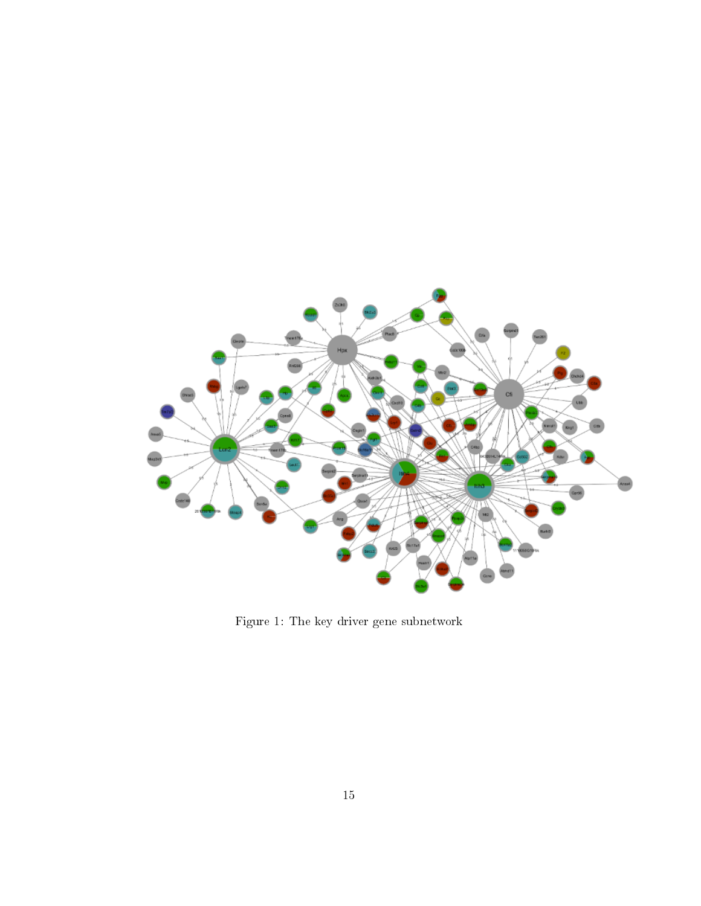Figure 1: The key driver gene subnetwork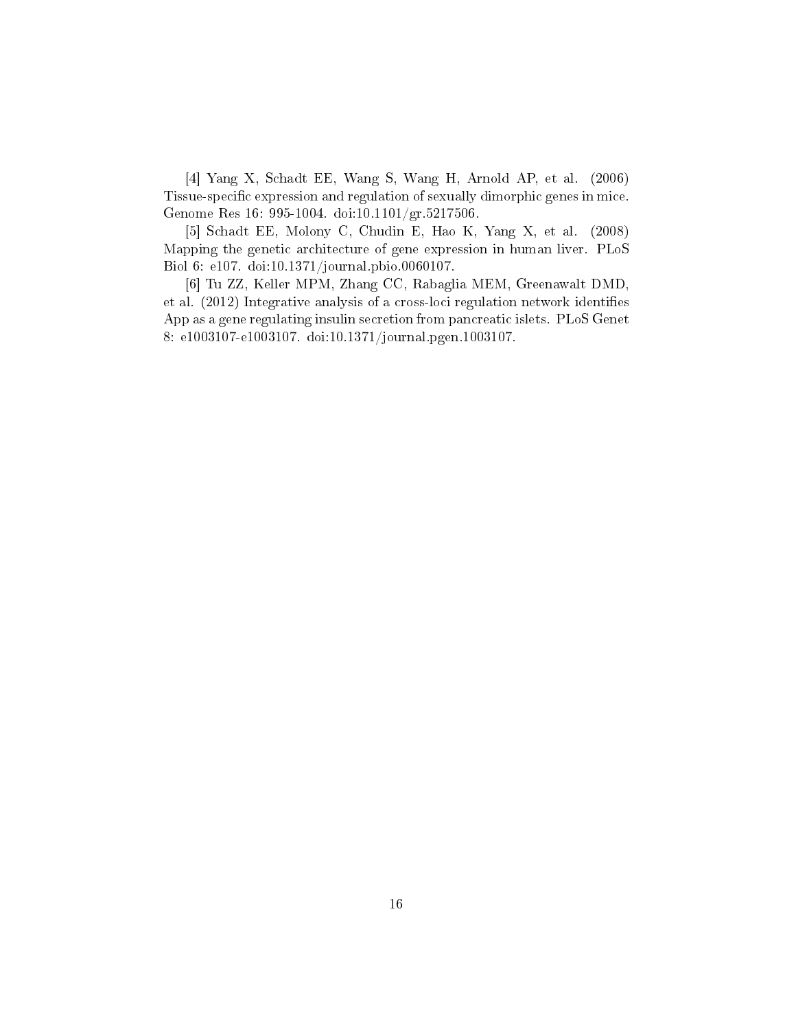[4] Yang X, Schadt EE, Wang S, Wang H, Arnold AP, et al. (2006) Tissue-specific expression and regulation of sexually dimorphic genes in mice. Genome Res 16: 995-1004. doi:10.1101/gr.5217506.

[5] Schadt EE, Molony C, Chudin E, Hao K, Yang X, et al. (2008) Mapping the genetic architecture of gene expression in human liver. PLoS Biol 6: e107. doi:10.1371/journal.pbio.0060107.

[6] Tu ZZ, Keller MPM, Zhang CC, Rabaglia MEM, Greenawalt DMD, et al. (2012) Integrative analysis of a cross-loci regulation network identifies App as a gene regulating insulin secretion from pancreatic islets. PLoS Genet 8: e1003107-e1003107. doi:10.1371/journal.pgen.1003107.